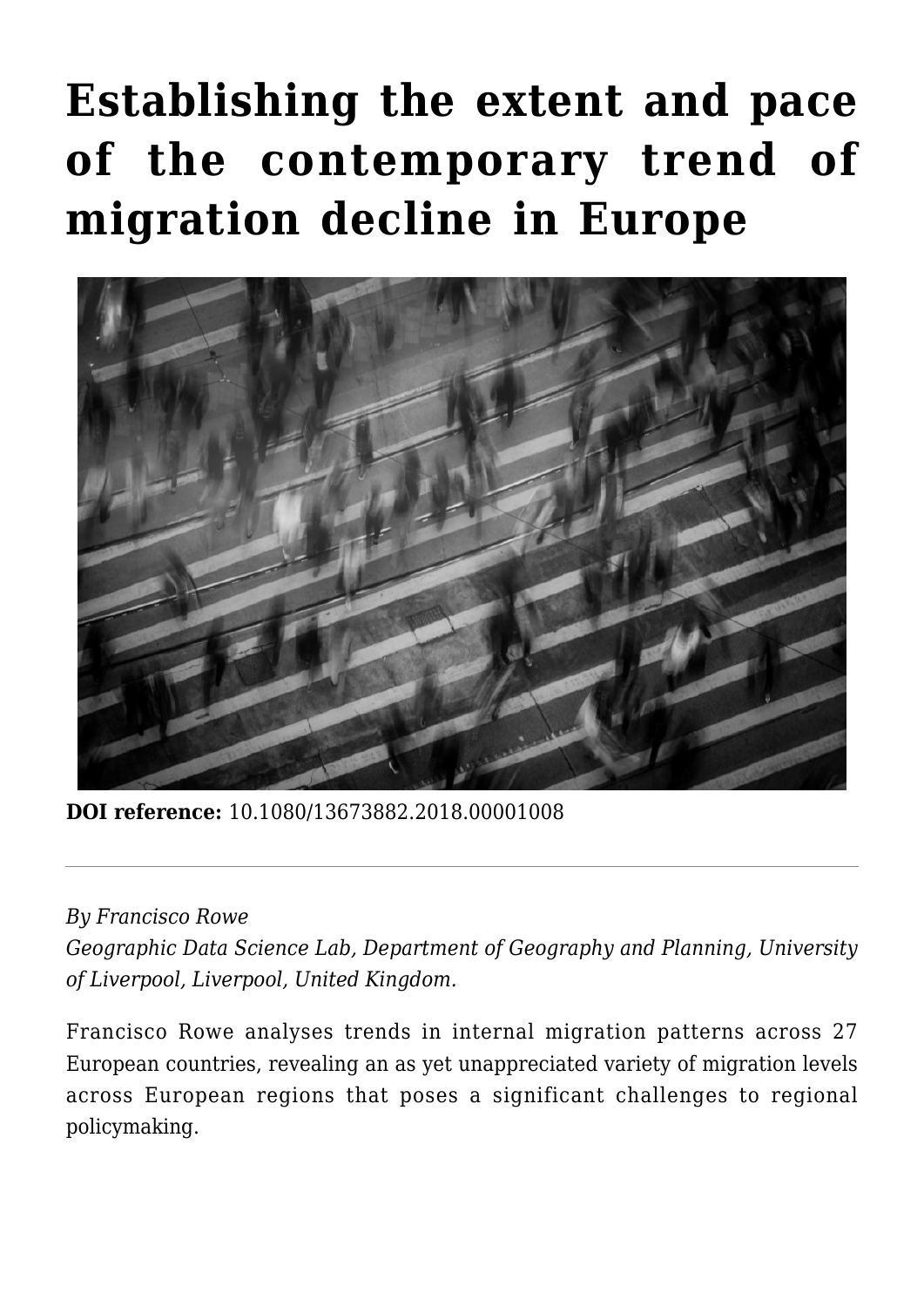# Establishing the extent and pace of the contemporary trend of migration decline in Europe

**DOI reference:** 10.1080/13673882.2018.00001008

---

*By Francisco Rowe*
*Geographic Data Science Lab, Department of Geography and Planning, University of Liverpool, Liverpool, United Kingdom.*

Francisco Rowe analyses trends in internal migration patterns across 27 European countries, revealing an as yet unappreciated variety of migration levels across European regions that poses a significant challenges to regional policymaking.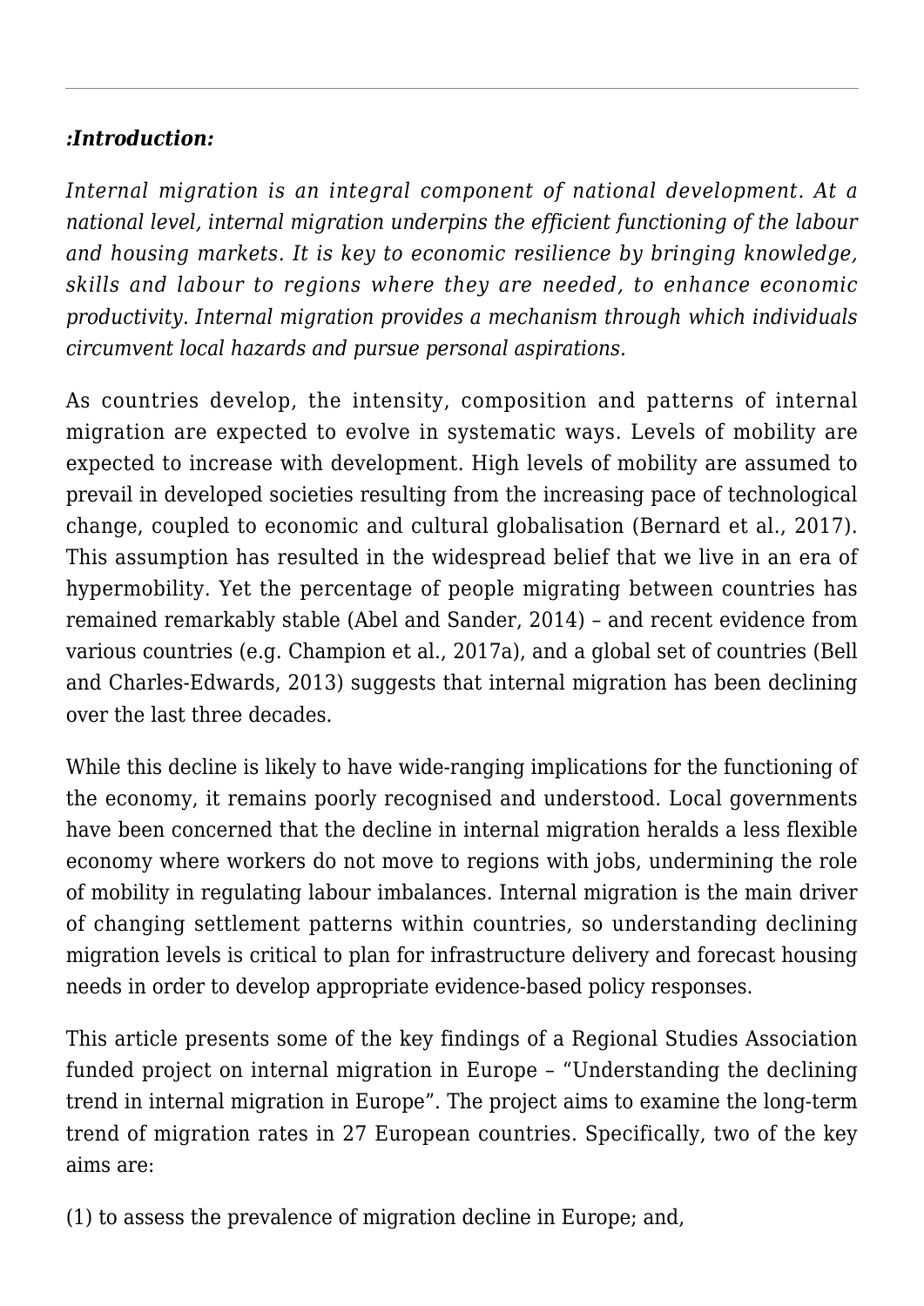***:Introduction:***

*Internal migration is an integral component of national development. At a national level, internal migration underpins the efficient functioning of the labour and housing markets. It is key to economic resilience by bringing knowledge, skills and labour to regions where they are needed, to enhance economic productivity. Internal migration provides a mechanism through which individuals circumvent local hazards and pursue personal aspirations.*

As countries develop, the intensity, composition and patterns of internal migration are expected to evolve in systematic ways. Levels of mobility are expected to increase with development. High levels of mobility are assumed to prevail in developed societies resulting from the increasing pace of technological change, coupled to economic and cultural globalisation (Bernard et al., 2017). This assumption has resulted in the widespread belief that we live in an era of hypermobility. Yet the percentage of people migrating between countries has remained remarkably stable (Abel and Sander, 2014) – and recent evidence from various countries (e.g. Champion et al., 2017a), and a global set of countries (Bell and Charles-Edwards, 2013) suggests that internal migration has been declining over the last three decades.

While this decline is likely to have wide-ranging implications for the functioning of the economy, it remains poorly recognised and understood. Local governments have been concerned that the decline in internal migration heralds a less flexible economy where workers do not move to regions with jobs, undermining the role of mobility in regulating labour imbalances. Internal migration is the main driver of changing settlement patterns within countries, so understanding declining migration levels is critical to plan for infrastructure delivery and forecast housing needs in order to develop appropriate evidence-based policy responses.

This article presents some of the key findings of a Regional Studies Association funded project on internal migration in Europe – "Understanding the declining trend in internal migration in Europe". The project aims to examine the long-term trend of migration rates in 27 European countries. Specifically, two of the key aims are:

(1) to assess the prevalence of migration decline in Europe; and,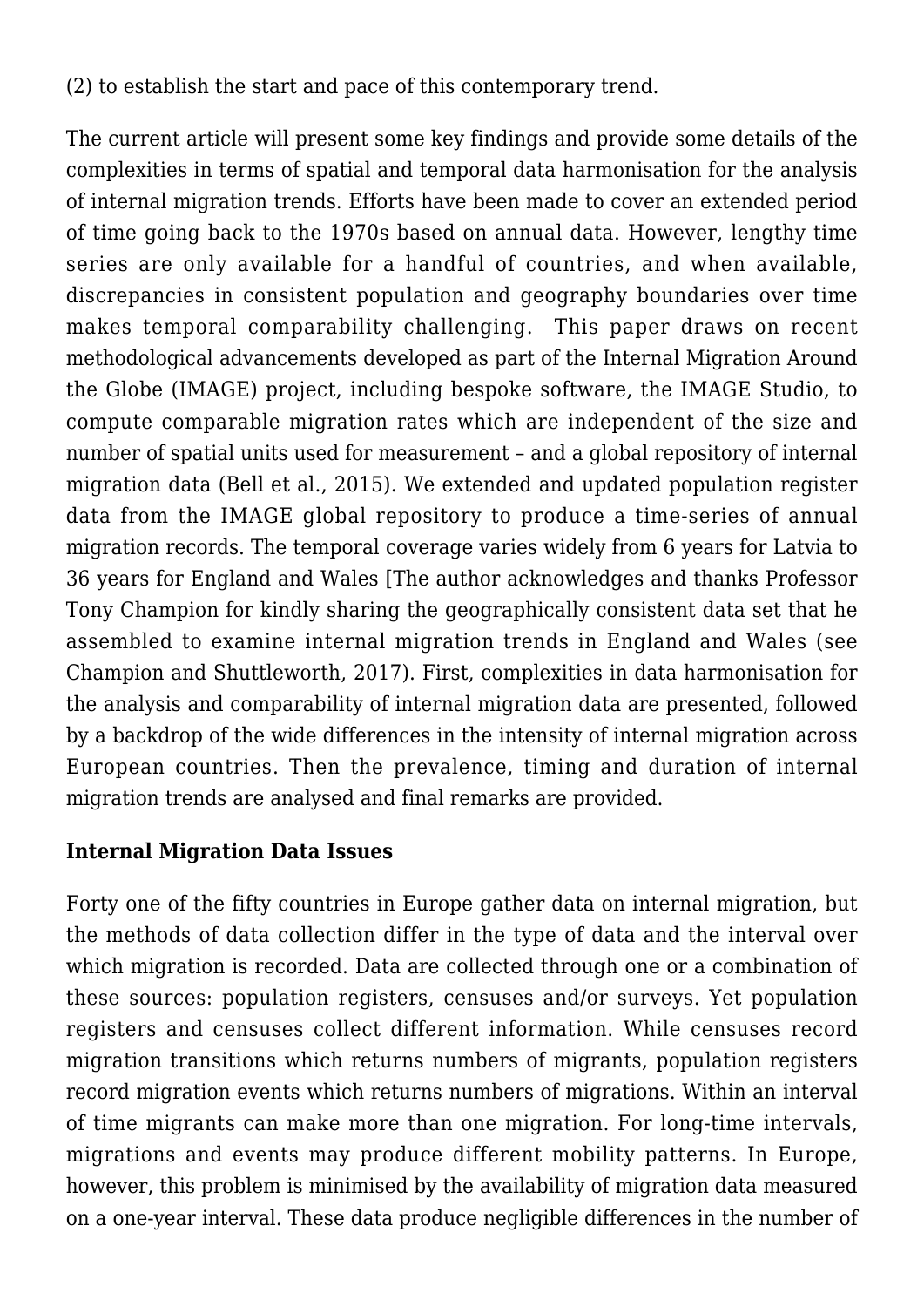(2) to establish the start and pace of this contemporary trend.

The current article will present some key findings and provide some details of the complexities in terms of spatial and temporal data harmonisation for the analysis of internal migration trends. Efforts have been made to cover an extended period of time going back to the 1970s based on annual data. However, lengthy time series are only available for a handful of countries, and when available, discrepancies in consistent population and geography boundaries over time makes temporal comparability challenging. This paper draws on recent methodological advancements developed as part of the Internal Migration Around the Globe (IMAGE) project, including bespoke software, the IMAGE Studio, to compute comparable migration rates which are independent of the size and number of spatial units used for measurement – and a global repository of internal migration data (Bell et al., 2015). We extended and updated population register data from the IMAGE global repository to produce a time-series of annual migration records. The temporal coverage varies widely from 6 years for Latvia to 36 years for England and Wales [The author acknowledges and thanks Professor Tony Champion for kindly sharing the geographically consistent data set that he assembled to examine internal migration trends in England and Wales (see Champion and Shuttleworth, 2017). First, complexities in data harmonisation for the analysis and comparability of internal migration data are presented, followed by a backdrop of the wide differences in the intensity of internal migration across European countries. Then the prevalence, timing and duration of internal migration trends are analysed and final remarks are provided.

**Internal Migration Data Issues**

Forty one of the fifty countries in Europe gather data on internal migration, but the methods of data collection differ in the type of data and the interval over which migration is recorded. Data are collected through one or a combination of these sources: population registers, censuses and/or surveys. Yet population registers and censuses collect different information. While censuses record migration transitions which returns numbers of migrants, population registers record migration events which returns numbers of migrations. Within an interval of time migrants can make more than one migration. For long-time intervals, migrations and events may produce different mobility patterns. In Europe, however, this problem is minimised by the availability of migration data measured on a one-year interval. These data produce negligible differences in the number of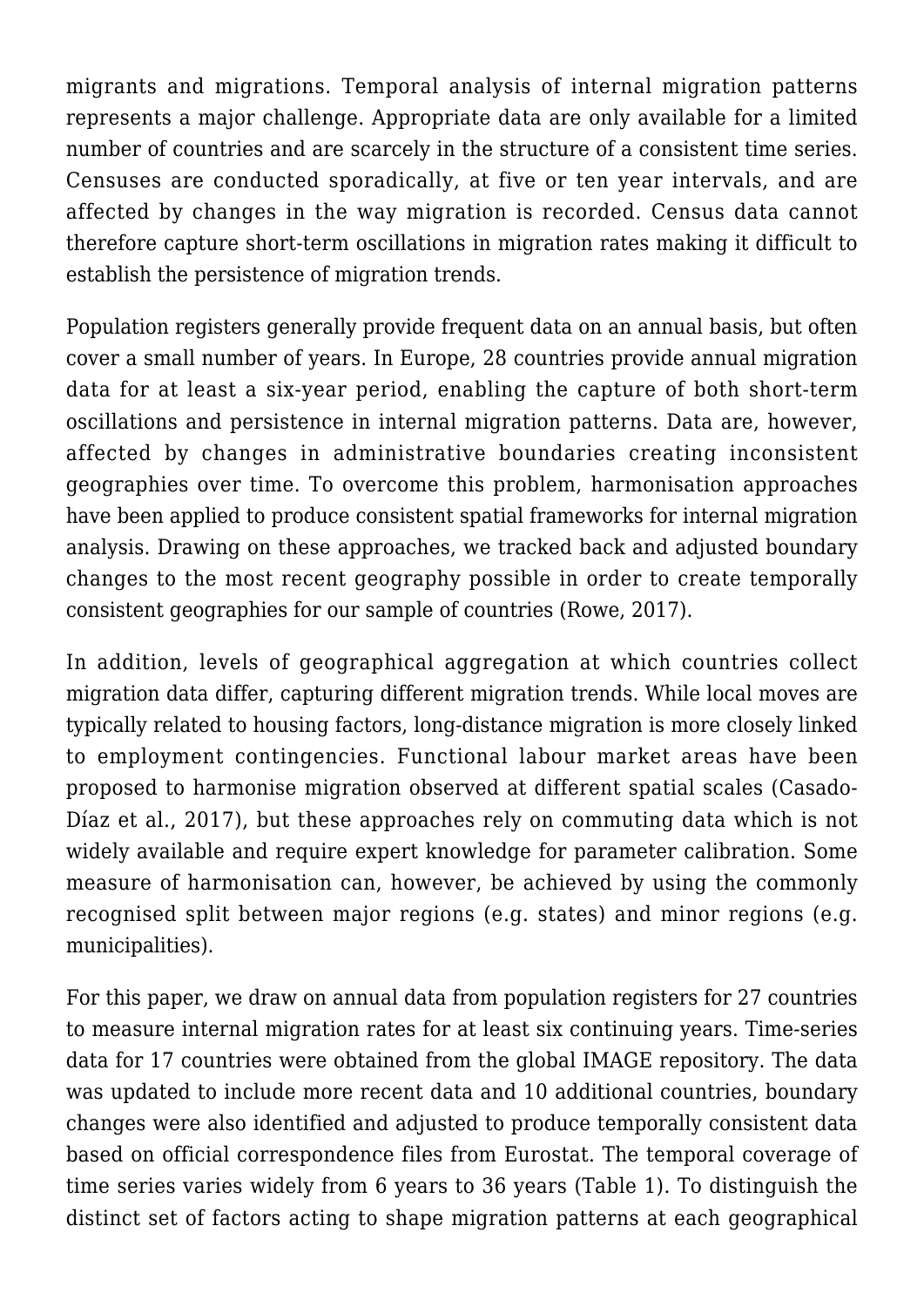migrants and migrations. Temporal analysis of internal migration patterns represents a major challenge. Appropriate data are only available for a limited number of countries and are scarcely in the structure of a consistent time series. Censuses are conducted sporadically, at five or ten year intervals, and are affected by changes in the way migration is recorded. Census data cannot therefore capture short-term oscillations in migration rates making it difficult to establish the persistence of migration trends.

Population registers generally provide frequent data on an annual basis, but often cover a small number of years. In Europe, 28 countries provide annual migration data for at least a six-year period, enabling the capture of both short-term oscillations and persistence in internal migration patterns. Data are, however, affected by changes in administrative boundaries creating inconsistent geographies over time. To overcome this problem, harmonisation approaches have been applied to produce consistent spatial frameworks for internal migration analysis. Drawing on these approaches, we tracked back and adjusted boundary changes to the most recent geography possible in order to create temporally consistent geographies for our sample of countries (Rowe, 2017).

In addition, levels of geographical aggregation at which countries collect migration data differ, capturing different migration trends. While local moves are typically related to housing factors, long-distance migration is more closely linked to employment contingencies. Functional labour market areas have been proposed to harmonise migration observed at different spatial scales (Casado-Díaz et al., 2017), but these approaches rely on commuting data which is not widely available and require expert knowledge for parameter calibration. Some measure of harmonisation can, however, be achieved by using the commonly recognised split between major regions (e.g. states) and minor regions (e.g. municipalities).

For this paper, we draw on annual data from population registers for 27 countries to measure internal migration rates for at least six continuing years. Time-series data for 17 countries were obtained from the global IMAGE repository. The data was updated to include more recent data and 10 additional countries, boundary changes were also identified and adjusted to produce temporally consistent data based on official correspondence files from Eurostat. The temporal coverage of time series varies widely from 6 years to 36 years (Table 1). To distinguish the distinct set of factors acting to shape migration patterns at each geographical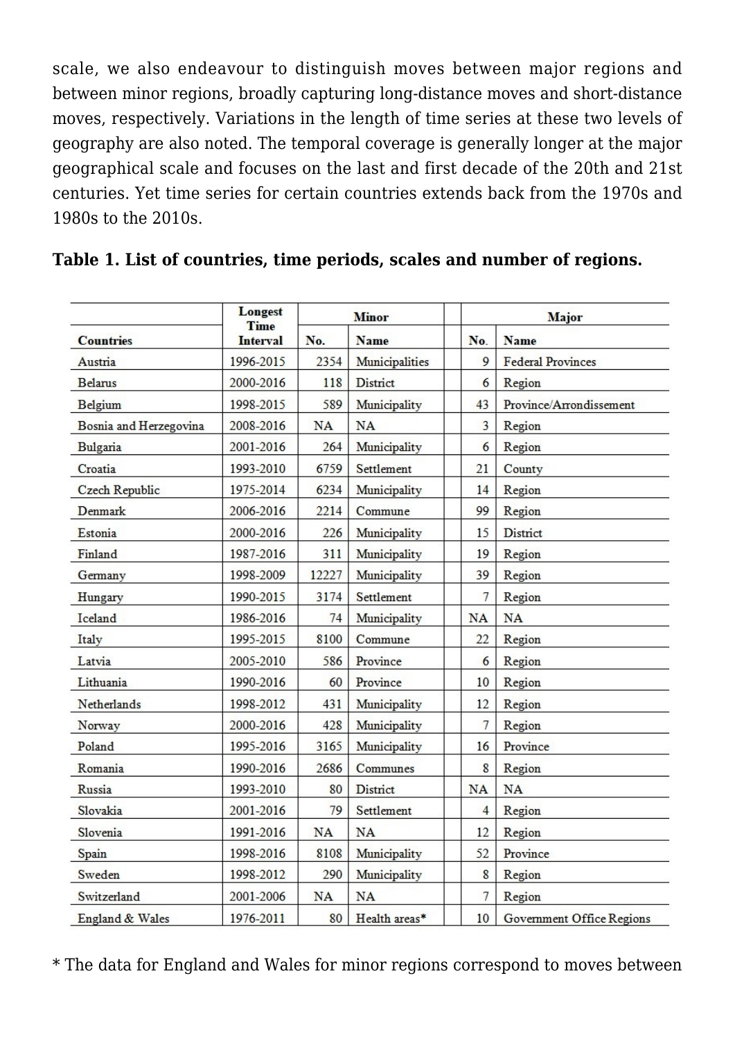scale, we also endeavour to distinguish moves between major regions and between minor regions, broadly capturing long-distance moves and short-distance moves, respectively. Variations in the length of time series at these two levels of geography are also noted. The temporal coverage is generally longer at the major geographical scale and focuses on the last and first decade of the 20th and 21st centuries. Yet time series for certain countries extends back from the 1970s and 1980s to the 2010s.

**Table 1. List of countries, time periods, scales and number of regions.**

| Countries | Longest Time Interval | Minor | | Major | |
|---|---|---|---|---|---|
| | | No. | Name | No. | Name |
| Austria | 1996-2015 | 2354 | Municipalities | 9 | Federal Provinces |
| Belarus | 2000-2016 | 118 | District | 6 | Region |
| Belgium | 1998-2015 | 589 | Municipality | 43 | Province/Arrondissement |
| Bosnia and Herzegovina | 2008-2016 | NA | NA | 3 | Region |
| Bulgaria | 2001-2016 | 264 | Municipality | 6 | Region |
| Croatia | 1993-2010 | 6759 | Settlement | 21 | County |
| Czech Republic | 1975-2014 | 6234 | Municipality | 14 | Region |
| Denmark | 2006-2016 | 2214 | Commune | 99 | Region |
| Estonia | 2000-2016 | 226 | Municipality | 15 | District |
| Finland | 1987-2016 | 311 | Municipality | 19 | Region |
| Germany | 1998-2009 | 12227 | Municipality | 39 | Region |
| Hungary | 1990-2015 | 3174 | Settlement | 7 | Region |
| Iceland | 1986-2016 | 74 | Municipality | NA | NA |
| Italy | 1995-2015 | 8100 | Commune | 22 | Region |
| Latvia | 2005-2010 | 586 | Province | 6 | Region |
| Lithuania | 1990-2016 | 60 | Province | 10 | Region |
| Netherlands | 1998-2012 | 431 | Municipality | 12 | Region |
| Norway | 2000-2016 | 428 | Municipality | 7 | Region |
| Poland | 1995-2016 | 3165 | Municipality | 16 | Province |
| Romania | 1990-2016 | 2686 | Communes | 8 | Region |
| Russia | 1993-2010 | 80 | District | NA | NA |
| Slovakia | 2001-2016 | 79 | Settlement | 4 | Region |
| Slovenia | 1991-2016 | NA | NA | 12 | Region |
| Spain | 1998-2016 | 8108 | Municipality | 52 | Province |
| Sweden | 1998-2012 | 290 | Municipality | 8 | Region |
| Switzerland | 2001-2006 | NA | NA | 7 | Region |
| England & Wales | 1976-2011 | 80 | Health areas* | 10 | Government Office Regions |

* The data for England and Wales for minor regions correspond to moves between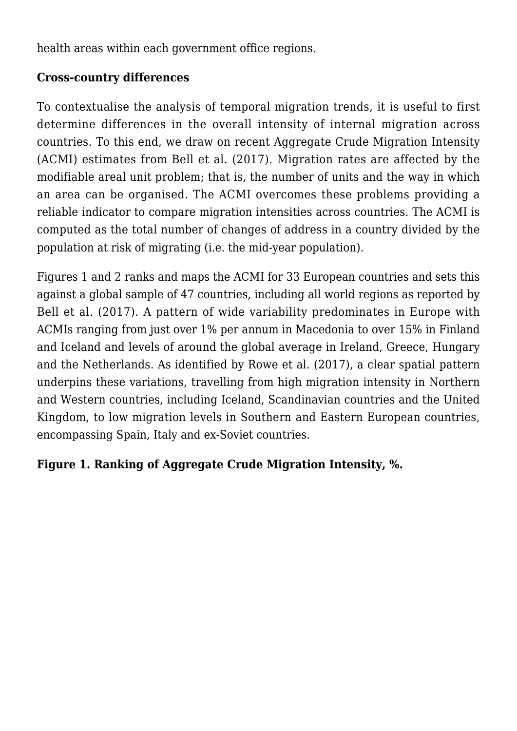health areas within each government office regions.

**Cross-country differences**

To contextualise the analysis of temporal migration trends, it is useful to first determine differences in the overall intensity of internal migration across countries. To this end, we draw on recent Aggregate Crude Migration Intensity (ACMI) estimates from Bell et al. (2017). Migration rates are affected by the modifiable areal unit problem; that is, the number of units and the way in which an area can be organised. The ACMI overcomes these problems providing a reliable indicator to compare migration intensities across countries. The ACMI is computed as the total number of changes of address in a country divided by the population at risk of migrating (i.e. the mid-year population).

Figures 1 and 2 ranks and maps the ACMI for 33 European countries and sets this against a global sample of 47 countries, including all world regions as reported by Bell et al. (2017). A pattern of wide variability predominates in Europe with ACMIs ranging from just over 1% per annum in Macedonia to over 15% in Finland and Iceland and levels of around the global average in Ireland, Greece, Hungary and the Netherlands. As identified by Rowe et al. (2017), a clear spatial pattern underpins these variations, travelling from high migration intensity in Northern and Western countries, including Iceland, Scandinavian countries and the United Kingdom, to low migration levels in Southern and Eastern European countries, encompassing Spain, Italy and ex-Soviet countries.

**Figure 1. Ranking of Aggregate Crude Migration Intensity, %.**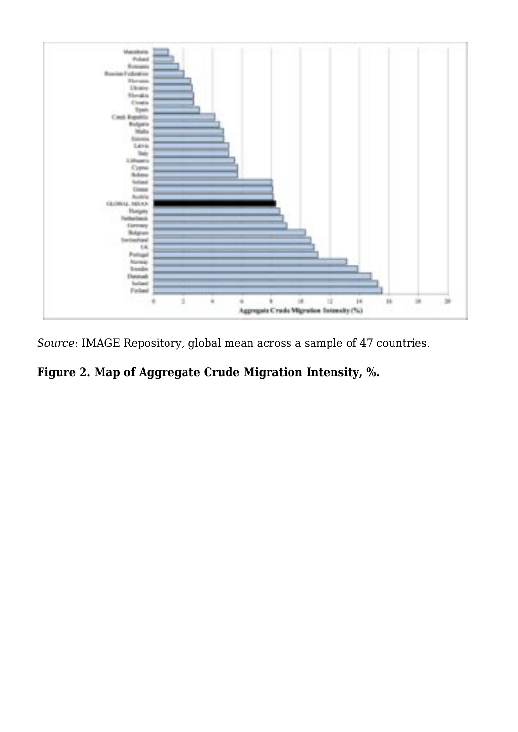*Source*: IMAGE Repository, global mean across a sample of 47 countries.

**Figure 2. Map of Aggregate Crude Migration Intensity, %.**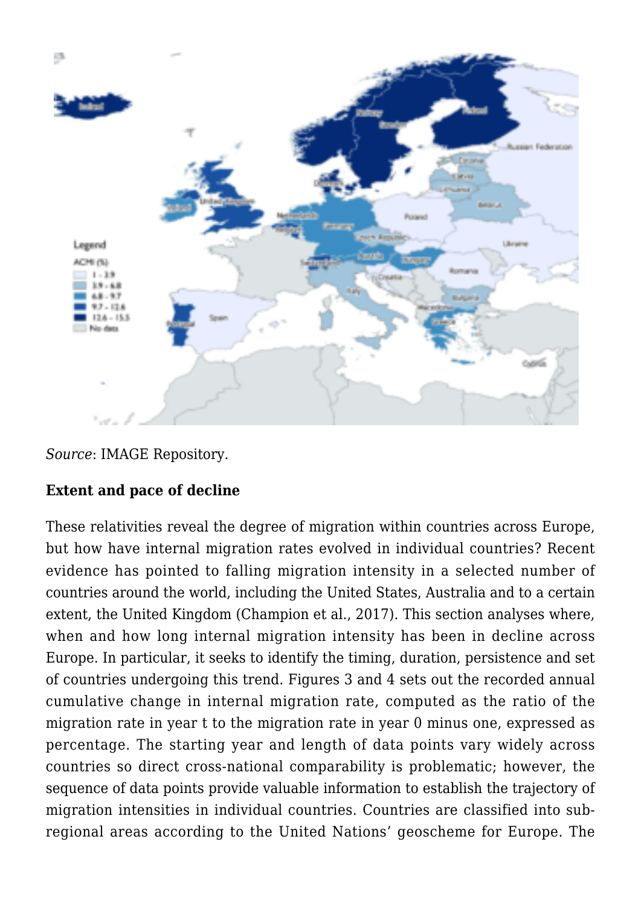*Source*: IMAGE Repository.

**Extent and pace of decline**

These relativities reveal the degree of migration within countries across Europe, but how have internal migration rates evolved in individual countries? Recent evidence has pointed to falling migration intensity in a selected number of countries around the world, including the United States, Australia and to a certain extent, the United Kingdom (Champion et al., 2017). This section analyses where, when and how long internal migration intensity has been in decline across Europe. In particular, it seeks to identify the timing, duration, persistence and set of countries undergoing this trend. Figures 3 and 4 sets out the recorded annual cumulative change in internal migration rate, computed as the ratio of the migration rate in year t to the migration rate in year 0 minus one, expressed as percentage. The starting year and length of data points vary widely across countries so direct cross-national comparability is problematic; however, the sequence of data points provide valuable information to establish the trajectory of migration intensities in individual countries. Countries are classified into sub-regional areas according to the United Nations' geoscheme for Europe. The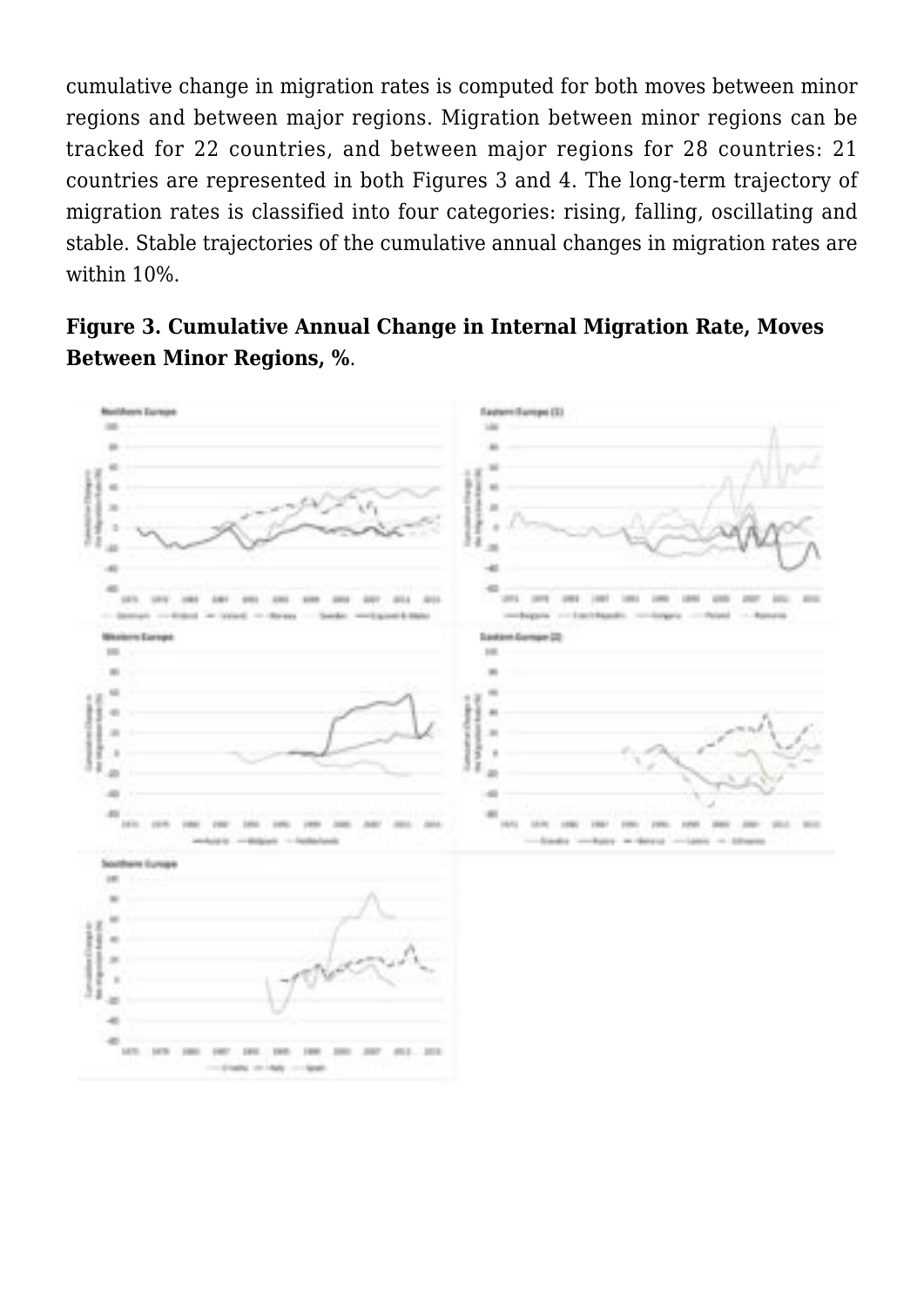cumulative change in migration rates is computed for both moves between minor regions and between major regions. Migration between minor regions can be tracked for 22 countries, and between major regions for 28 countries: 21 countries are represented in both Figures 3 and 4. The long-term trajectory of migration rates is classified into four categories: rising, falling, oscillating and stable. Stable trajectories of the cumulative annual changes in migration rates are within 10%.

**Figure 3. Cumulative Annual Change in Internal Migration Rate, Moves Between Minor Regions, %**.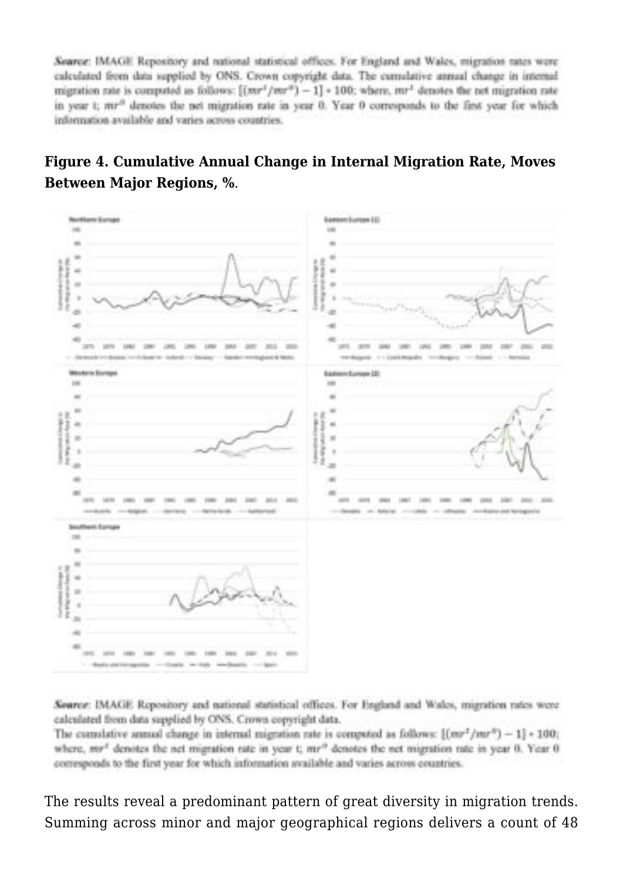*Source*: IMAGE Repository and national statistical offices. For England and Wales, migration rates were calculated from data supplied by ONS. Crown copyright data. The cumulative annual change in internal migration rate is computed as follows: $[(mr^t/mr^0) - 1] * 100$; where, $mr^t$ denotes the net migration rate in year t; $mr^0$ denotes the net migration rate in year 0. Year 0 corresponds to the first year for which information available and varies across countries.

**Figure 4. Cumulative Annual Change in Internal Migration Rate, Moves Between Major Regions, %**.

*Source*: IMAGE Repository and national statistical offices. For England and Wales, migration rates were calculated from data supplied by ONS. Crown copyright data.
The cumulative annual change in internal migration rate is computed as follows: $[(mr^t/mr^0) - 1] * 100$; where, $mr^t$ denotes the net migration rate in year t; $mr^0$ denotes the net migration rate in year 0. Year 0 corresponds to the first year for which information available and varies across countries.

The results reveal a predominant pattern of great diversity in migration trends. Summing across minor and major geographical regions delivers a count of 48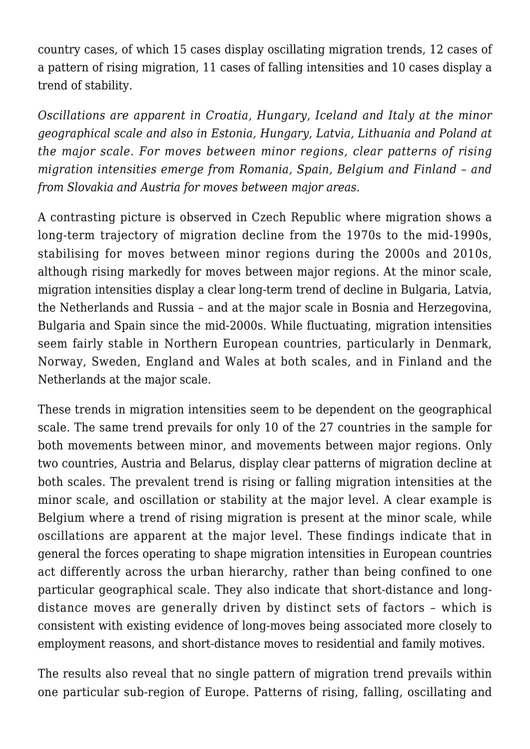country cases, of which 15 cases display oscillating migration trends, 12 cases of a pattern of rising migration, 11 cases of falling intensities and 10 cases display a trend of stability.

*Oscillations are apparent in Croatia, Hungary, Iceland and Italy at the minor geographical scale and also in Estonia, Hungary, Latvia, Lithuania and Poland at the major scale. For moves between minor regions, clear patterns of rising migration intensities emerge from Romania, Spain, Belgium and Finland – and from Slovakia and Austria for moves between major areas.*

A contrasting picture is observed in Czech Republic where migration shows a long-term trajectory of migration decline from the 1970s to the mid-1990s, stabilising for moves between minor regions during the 2000s and 2010s, although rising markedly for moves between major regions. At the minor scale, migration intensities display a clear long-term trend of decline in Bulgaria, Latvia, the Netherlands and Russia – and at the major scale in Bosnia and Herzegovina, Bulgaria and Spain since the mid-2000s. While fluctuating, migration intensities seem fairly stable in Northern European countries, particularly in Denmark, Norway, Sweden, England and Wales at both scales, and in Finland and the Netherlands at the major scale.

These trends in migration intensities seem to be dependent on the geographical scale. The same trend prevails for only 10 of the 27 countries in the sample for both movements between minor, and movements between major regions. Only two countries, Austria and Belarus, display clear patterns of migration decline at both scales. The prevalent trend is rising or falling migration intensities at the minor scale, and oscillation or stability at the major level. A clear example is Belgium where a trend of rising migration is present at the minor scale, while oscillations are apparent at the major level. These findings indicate that in general the forces operating to shape migration intensities in European countries act differently across the urban hierarchy, rather than being confined to one particular geographical scale. They also indicate that short-distance and long-distance moves are generally driven by distinct sets of factors – which is consistent with existing evidence of long-moves being associated more closely to employment reasons, and short-distance moves to residential and family motives.

The results also reveal that no single pattern of migration trend prevails within one particular sub-region of Europe. Patterns of rising, falling, oscillating and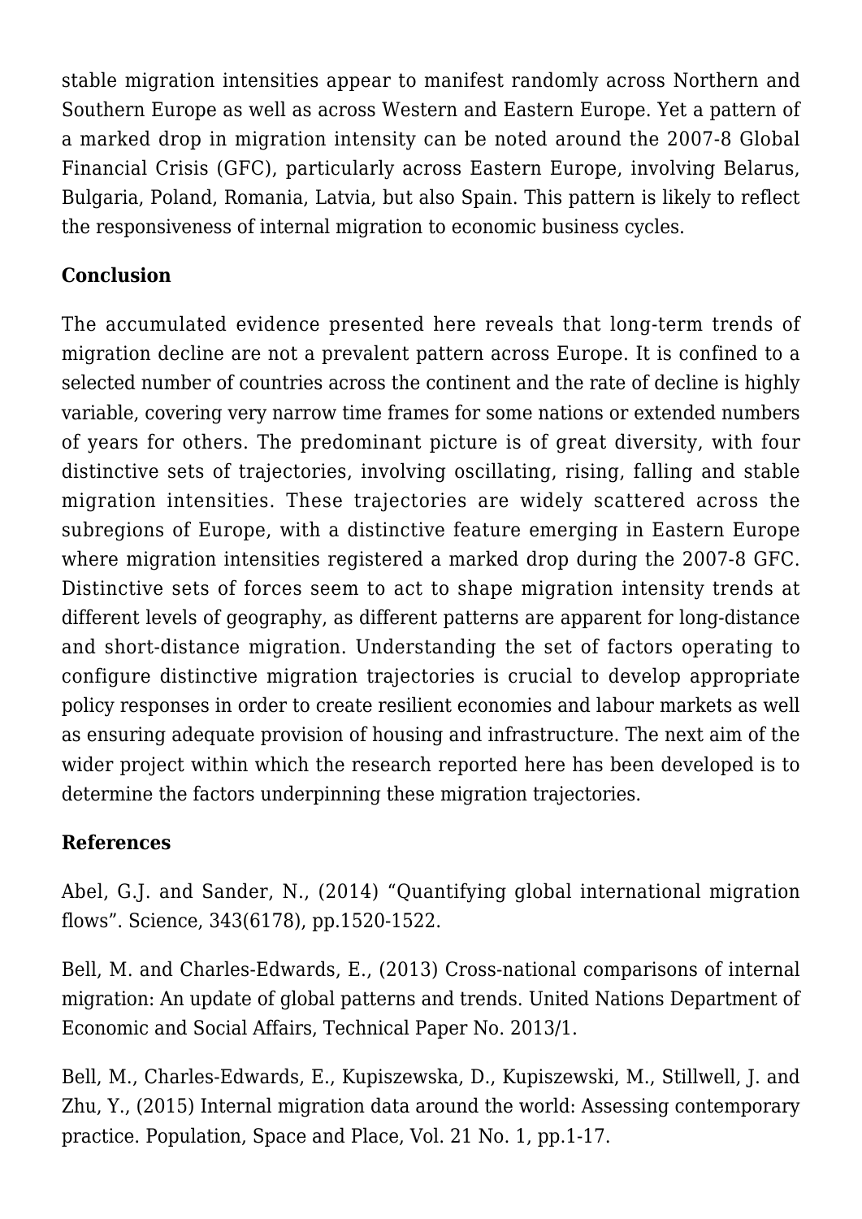stable migration intensities appear to manifest randomly across Northern and Southern Europe as well as across Western and Eastern Europe. Yet a pattern of a marked drop in migration intensity can be noted around the 2007-8 Global Financial Crisis (GFC), particularly across Eastern Europe, involving Belarus, Bulgaria, Poland, Romania, Latvia, but also Spain. This pattern is likely to reflect the responsiveness of internal migration to economic business cycles.

## Conclusion

The accumulated evidence presented here reveals that long-term trends of migration decline are not a prevalent pattern across Europe. It is confined to a selected number of countries across the continent and the rate of decline is highly variable, covering very narrow time frames for some nations or extended numbers of years for others. The predominant picture is of great diversity, with four distinctive sets of trajectories, involving oscillating, rising, falling and stable migration intensities. These trajectories are widely scattered across the subregions of Europe, with a distinctive feature emerging in Eastern Europe where migration intensities registered a marked drop during the 2007-8 GFC. Distinctive sets of forces seem to act to shape migration intensity trends at different levels of geography, as different patterns are apparent for long-distance and short-distance migration. Understanding the set of factors operating to configure distinctive migration trajectories is crucial to develop appropriate policy responses in order to create resilient economies and labour markets as well as ensuring adequate provision of housing and infrastructure. The next aim of the wider project within which the research reported here has been developed is to determine the factors underpinning these migration trajectories.

## References

Abel, G.J. and Sander, N., (2014) "Quantifying global international migration flows". Science, 343(6178), pp.1520-1522.

Bell, M. and Charles-Edwards, E., (2013) Cross-national comparisons of internal migration: An update of global patterns and trends. United Nations Department of Economic and Social Affairs, Technical Paper No. 2013/1.

Bell, M., Charles-Edwards, E., Kupiszewska, D., Kupiszewski, M., Stillwell, J. and Zhu, Y., (2015) Internal migration data around the world: Assessing contemporary practice. Population, Space and Place, Vol. 21 No. 1, pp.1-17.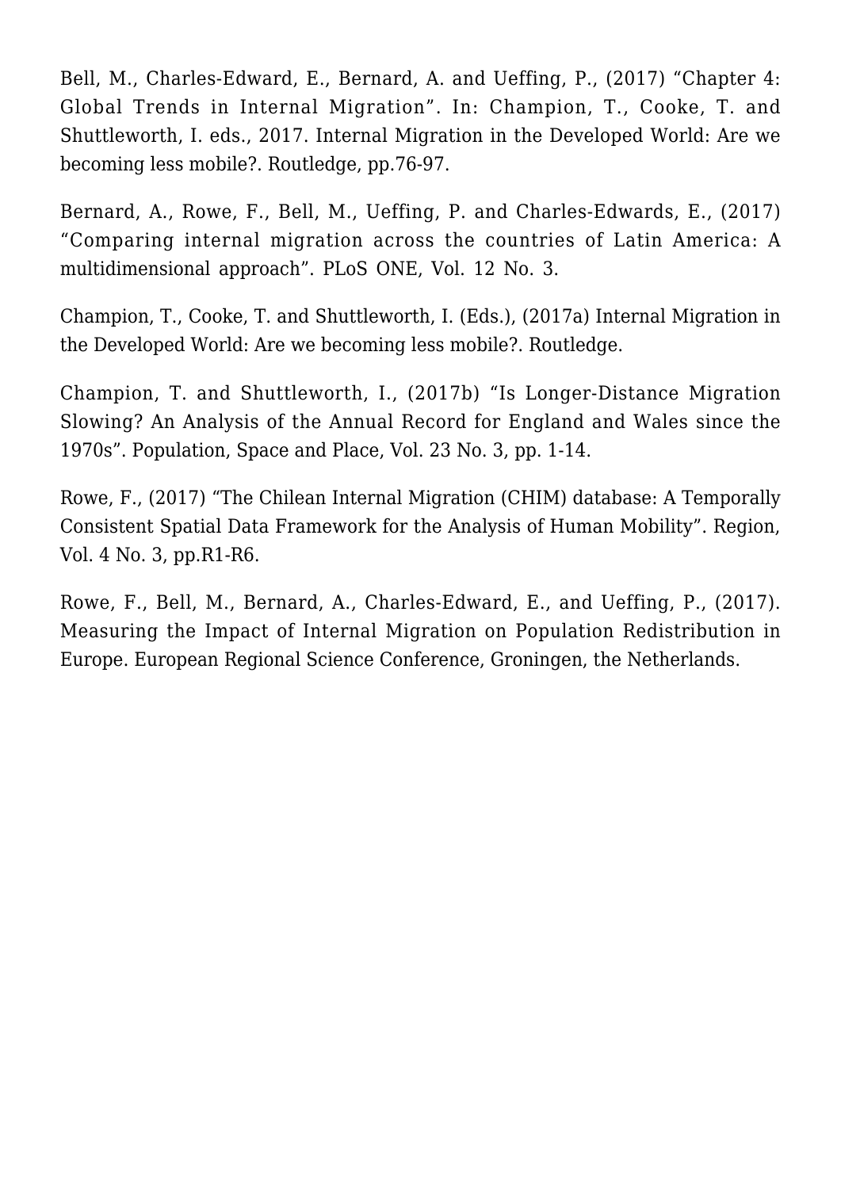Bell, M., Charles-Edward, E., Bernard, A. and Ueffing, P., (2017) "Chapter 4: Global Trends in Internal Migration". In: Champion, T., Cooke, T. and Shuttleworth, I. eds., 2017. Internal Migration in the Developed World: Are we becoming less mobile?. Routledge, pp.76-97.

Bernard, A., Rowe, F., Bell, M., Ueffing, P. and Charles-Edwards, E., (2017) "Comparing internal migration across the countries of Latin America: A multidimensional approach". PLoS ONE, Vol. 12 No. 3.

Champion, T., Cooke, T. and Shuttleworth, I. (Eds.), (2017a) Internal Migration in the Developed World: Are we becoming less mobile?. Routledge.

Champion, T. and Shuttleworth, I., (2017b) "Is Longer-Distance Migration Slowing? An Analysis of the Annual Record for England and Wales since the 1970s". Population, Space and Place, Vol. 23 No. 3, pp. 1-14.

Rowe, F., (2017) "The Chilean Internal Migration (CHIM) database: A Temporally Consistent Spatial Data Framework for the Analysis of Human Mobility". Region, Vol. 4 No. 3, pp.R1-R6.

Rowe, F., Bell, M., Bernard, A., Charles-Edward, E., and Ueffing, P., (2017). Measuring the Impact of Internal Migration on Population Redistribution in Europe. European Regional Science Conference, Groningen, the Netherlands.